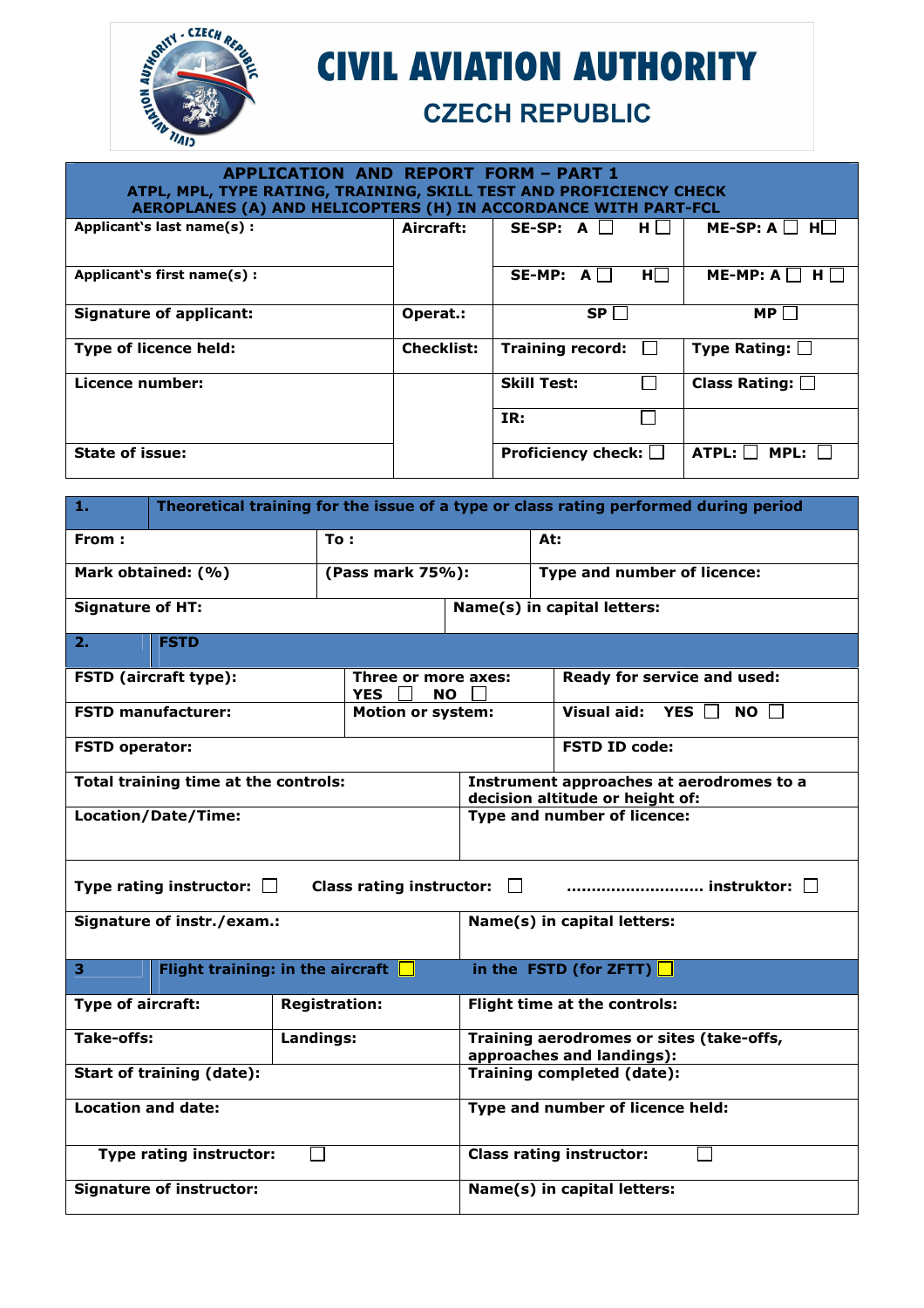# CIVIL AVIATION AUTHORITY

## CZECH REPUBLIC

**APPLICATION AND REPORT FORM – PART 1**
**ATPL, MPL, TYPE RATING, TRAINING, SKILL TEST AND PROFICIENCY CHECK**
**AEROPLANES (A) AND HELICOPTERS (H) IN ACCORDANCE WITH PART-FCL**

| | | | |
|---|---|---|---|
| **Applicant's last name(s) :** | **Aircraft:** | **SE-SP: A ☐ H ☐** | **ME-SP: A ☐ H ☐** |
| **Applicant's first name(s) :** | | **SE-MP: A ☐ H ☐** | **ME-MP: A ☐ H ☐** |
| **Signature of applicant:** | **Operat.:** | **SP ☐** | **MP ☐** |
| **Type of licence held:** | **Checklist:** | **Training record: ☐** | **Type Rating: ☐** |
| **Licence number:** | | **Skill Test: ☐** | **Class Rating: ☐** |
| | | **IR: ☐** | |
| **State of issue:** | | **Proficiency check: ☐** | **ATPL: ☐ MPL: ☐** |

| **1.** | **Theoretical training for the issue of a type or class rating performed during period** | |
|---|---|---|
| **From :** | **To :** | **At:** |
| **Mark obtained: (%)** | **(Pass mark 75%):** | **Type and number of licence:** |
| **Signature of HT:** | **Name(s) in capital letters:** | |

| **2.** | **FSTD** | |
|---|---|---|
| **FSTD (aircraft type):** | **Three or more axes: YES ☐ NO ☐** | **Ready for service and used:** |
| **FSTD manufacturer:** | **Motion or system:** | **Visual aid: YES ☐ NO ☐** |
| **FSTD operator:** | | **FSTD ID code:** |
| **Total training time at the controls:** | **Instrument approaches at aerodromes to a decision altitude or height of:** | |
| **Location/Date/Time:** | **Type and number of licence:** | |
| **Type rating instructor: ☐** | **Class rating instructor: ☐** | **.......................... instruktor: ☐** |
| **Signature of instr./exam.:** | **Name(s) in capital letters:** | |

| **3** | **Flight training: in the aircraft ☐** | **in the FSTD (for ZFTT) ☐** |
|---|---|---|
| **Type of aircraft:** | **Registration:** | **Flight time at the controls:** |
| **Take-offs:** | **Landings:** | **Training aerodromes or sites (take-offs, approaches and landings):** |
| **Start of training (date):** | | **Training completed (date):** |
| **Location and date:** | | **Type and number of licence held:** |
| **Type rating instructor: ☐** | | **Class rating instructor: ☐** |
| **Signature of instructor:** | | **Name(s) in capital letters:** |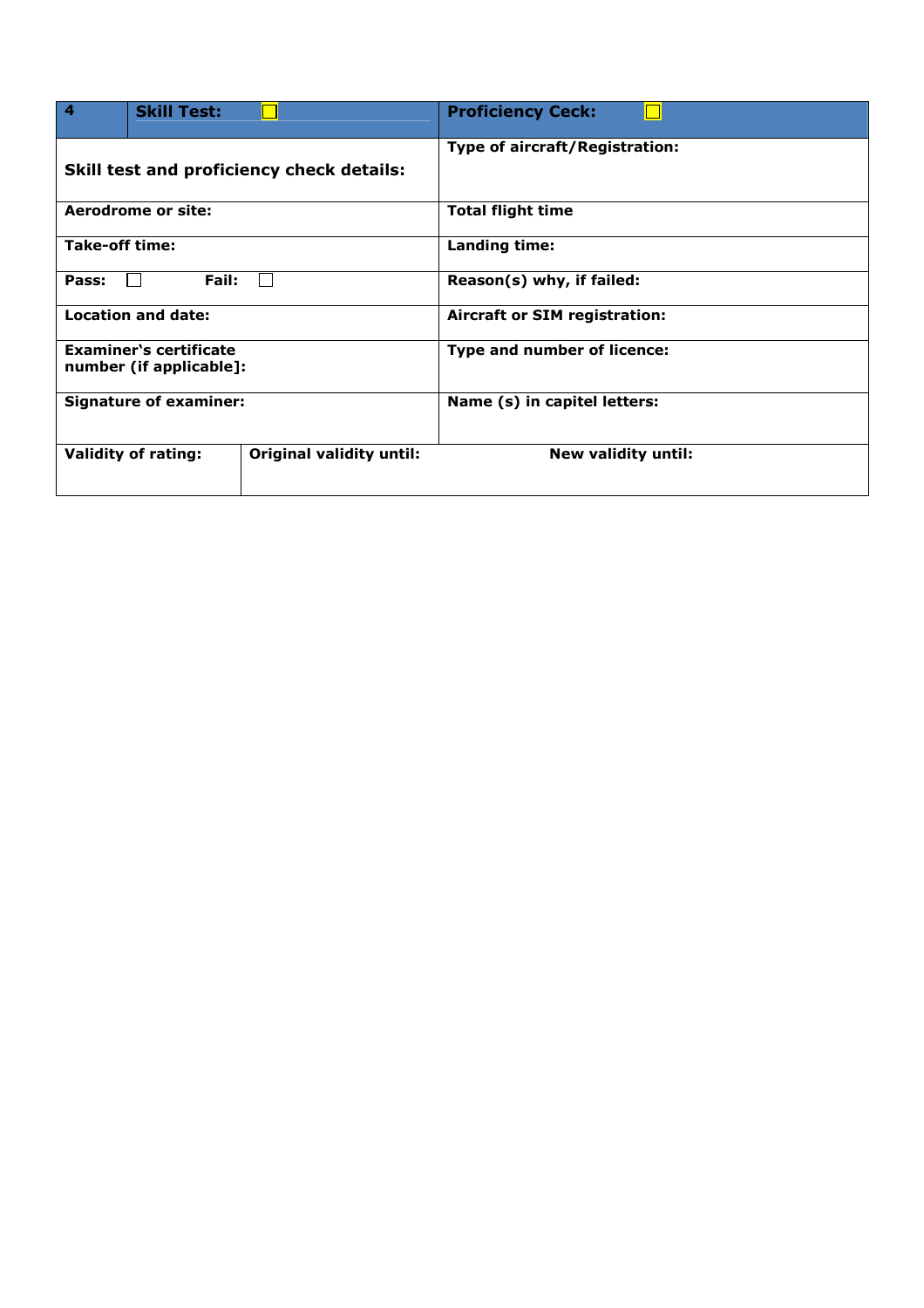| 4 | Skill Test: ☐ | Proficiency Ceck: ☐ |
|---|---|---|
| Skill test and proficiency check details: | | Type of aircraft/Registration: |
| Aerodrome or site: | | Total flight time |
| Take-off time: | | Landing time: |
| Pass: ☐ Fail: ☐ | | Reason(s) why, if failed: |
| Location and date: | | Aircraft or SIM registration: |
| Examiner's certificate number (if applicable]: | | Type and number of licence: |
| Signature of examiner: | | Name (s) in capitel letters: |
| Validity of rating: | Original validity until: | New validity until: |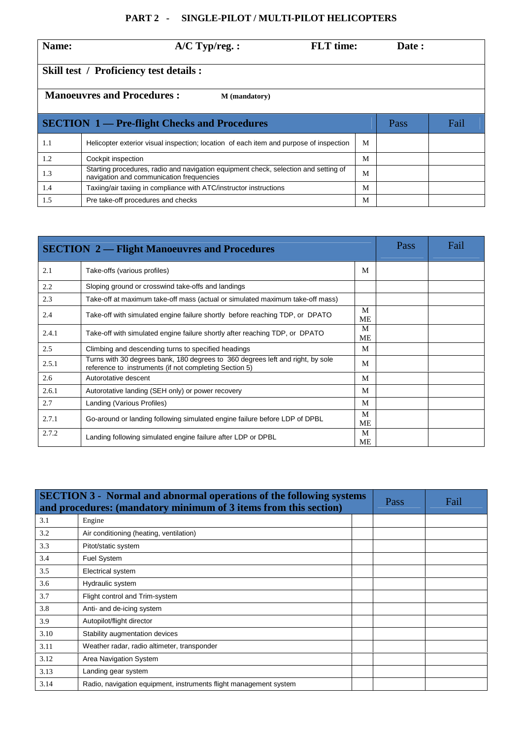## PART 2 - SINGLE-PILOT / MULTI-PILOT HELICOPTERS

| **Name:** | **A/C Typ/reg. :** | **FLT time:** | **Date :** |
|---|---|---|---|

**Skill test / Proficiency test details :**

**Manoeuvres and Procedures :** **M (mandatory)**

| **SECTION 1 — Pre-flight Checks and Procedures** | | | Pass | Fail |
|---|---|---|---|---|
| 1.1 | Helicopter exterior visual inspection; location of each item and purpose of inspection | M | | |
| 1.2 | Cockpit inspection | M | | |
| 1.3 | Starting procedures, radio and navigation equipment check, selection and setting of navigation and communication frequencies | M | | |
| 1.4 | Taxiing/air taxiing in compliance with ATC/instructor instructions | M | | |
| 1.5 | Pre take-off procedures and checks | M | | |

| **SECTION 2 — Flight Manoeuvres and Procedures** | | | Pass | Fail |
|---|---|---|---|---|
| 2.1 | Take-offs (various profiles) | M | | |
| 2.2 | Sloping ground or crosswind take-offs and landings | | | |
| 2.3 | Take-off at maximum take-off mass (actual or simulated maximum take-off mass) | | | |
| 2.4 | Take-off with simulated engine failure shortly before reaching TDP, or DPATO | M ME | | |
| 2.4.1 | Take-off with simulated engine failure shortly after reaching TDP, or DPATO | M ME | | |
| 2.5 | Climbing and descending turns to specified headings | M | | |
| 2.5.1 | Turns with 30 degrees bank, 180 degrees to 360 degrees left and right, by sole reference to instruments (if not completing Section 5) | M | | |
| 2.6 | Autorotative descent | M | | |
| 2.6.1 | Autorotative landing (SEH only) or power recovery | M | | |
| 2.7 | Landing (Various Profiles) | M | | |
| 2.7.1 | Go-around or landing following simulated engine failure before LDP of DPBL | M ME | | |
| 2.7.2 | Landing following simulated engine failure after LDP or DPBL | M ME | | |

| **SECTION 3 - Normal and abnormal operations of the following systems and procedures: (mandatory minimum of 3 items from this section)** | | | Pass | Fail |
|---|---|---|---|---|
| 3.1 | Engine | | | |
| 3.2 | Air conditioning (heating, ventilation) | | | |
| 3.3 | Pitot/static system | | | |
| 3.4 | Fuel System | | | |
| 3.5 | Electrical system | | | |
| 3.6 | Hydraulic system | | | |
| 3.7 | Flight control and Trim-system | | | |
| 3.8 | Anti- and de-icing system | | | |
| 3.9 | Autopilot/flight director | | | |
| 3.10 | Stability augmentation devices | | | |
| 3.11 | Weather radar, radio altimeter, transponder | | | |
| 3.12 | Area Navigation System | | | |
| 3.13 | Landing gear system | | | |
| 3.14 | Radio, navigation equipment, instruments flight management system | | | |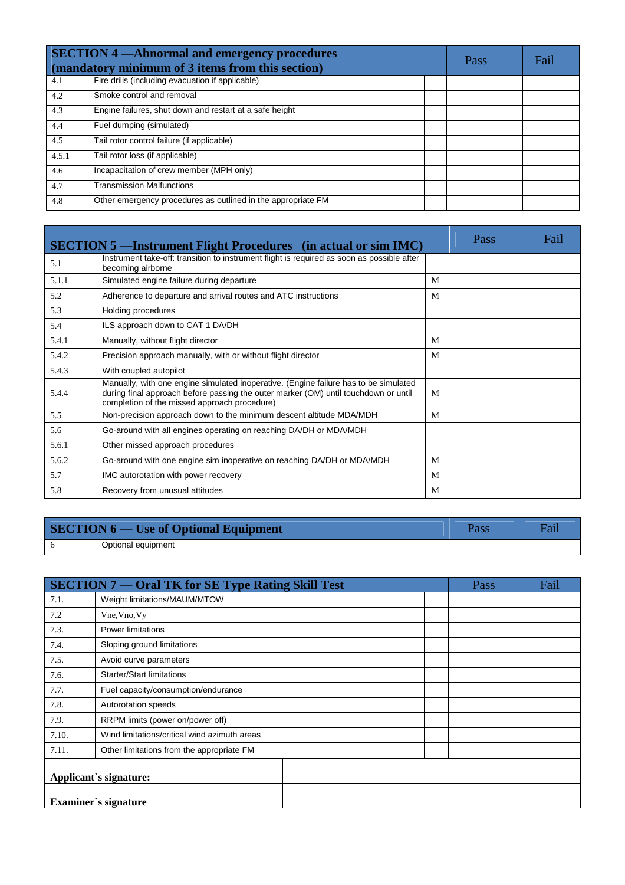| SECTION 4 —Abnormal and emergency procedures (mandatory minimum of 3 items from this section) | | | Pass | Fail |
|---|---|---|---|---|
| 4.1 | Fire drills (including evacuation if applicable) | | | |
| 4.2 | Smoke control and removal | | | |
| 4.3 | Engine failures, shut down and restart at a safe height | | | |
| 4.4 | Fuel dumping (simulated) | | | |
| 4.5 | Tail rotor control failure (if applicable) | | | |
| 4.5.1 | Tail rotor loss (if applicable) | | | |
| 4.6 | Incapacitation of crew member (MPH only) | | | |
| 4.7 | Transmission Malfunctions | | | |
| 4.8 | Other emergency procedures as outlined in the appropriate FM | | | |

| SECTION 5 —Instrument Flight Procedures (in actual or sim IMC) | | | Pass | Fail |
|---|---|---|---|---|
| 5.1 | Instrument take-off: transition to instrument flight is required as soon as possible after becoming airborne | | | |
| 5.1.1 | Simulated engine failure during departure | M | | |
| 5.2 | Adherence to departure and arrival routes and ATC instructions | M | | |
| 5.3 | Holding procedures | | | |
| 5.4 | ILS approach down to CAT 1 DA/DH | | | |
| 5.4.1 | Manually, without flight director | M | | |
| 5.4.2 | Precision approach manually, with or without flight director | M | | |
| 5.4.3 | With coupled autopilot | | | |
| 5.4.4 | Manually, with one engine simulated inoperative. (Engine failure has to be simulated during final approach before passing the outer marker (OM) until touchdown or until completion of the missed approach procedure) | M | | |
| 5.5 | Non-precision approach down to the minimum descent altitude MDA/MDH | M | | |
| 5.6 | Go-around with all engines operating on reaching DA/DH or MDA/MDH | | | |
| 5.6.1 | Other missed approach procedures | | | |
| 5.6.2 | Go-around with one engine sim inoperative on reaching DA/DH or MDA/MDH | M | | |
| 5.7 | IMC autorotation with power recovery | M | | |
| 5.8 | Recovery from unusual attitudes | M | | |

| SECTION 6 — Use of Optional Equipment | | | Pass | Fail |
|---|---|---|---|---|
| 6 | Optional equipment | | | |

| SECTION 7 — Oral TK for SE Type Rating Skill Test | | | Pass | Fail |
|---|---|---|---|---|
| 7.1. | Weight limitations/MAUM/MTOW | | | |
| 7.2 | Vne,Vno,Vy | | | |
| 7.3. | Power limitations | | | |
| 7.4. | Sloping ground limitations | | | |
| 7.5. | Avoid curve parameters | | | |
| 7.6. | Starter/Start limitations | | | |
| 7.7. | Fuel capacity/consumption/endurance | | | |
| 7.8. | Autorotation speeds | | | |
| 7.9. | RRPM limits (power on/power off) | | | |
| 7.10. | Wind limitations/critical wind azimuth areas | | | |
| 7.11. | Other limitations from the appropriate FM | | | |

| | |
|---|---|
| **Applicant`s signature:** | |
| **Examiner`s signature** | |